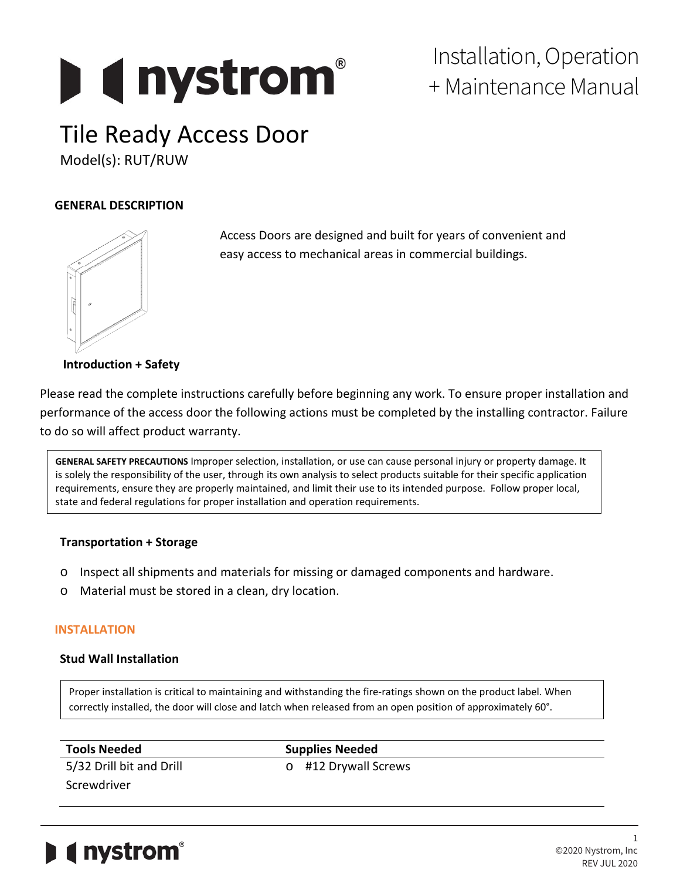# Installation, Operation + Maintenance Manual

# Tile Ready Access Door

Model(s): RUT/RUW

## GENERAL DESCRIPTION

Access Doors are designed and built for years of convenient and easy access to mechanical areas in commercial buildings.

### Introduction + Safety

Please read the complete instructions carefully before beginning any work. To ensure proper installation and performance of the access door the following actions must be completed by the installing contractor. Failure to do so will affect product warranty.

> **GENERAL SAFETY PRECAUTIONS** Improper selection, installation, or use can cause personal injury or property damage. It is solely the responsibility of the user, through its own analysis to select products suitable for their specific application requirements, ensure they are properly maintained, and limit their use to its intended purpose. Follow proper local, state and federal regulations for proper installation and operation requirements.

### Transportation + Storage

- Inspect all shipments and materials for missing or damaged components and hardware.
- Material must be stored in a clean, dry location.

## INSTALLATION

### Stud Wall Installation

> Proper installation is critical to maintaining and withstanding the fire-ratings shown on the product label. When correctly installed, the door will close and latch when released from an open position of approximately 60°.

| Tools Needed | Supplies Needed |
| --- | --- |
| 5/32 Drill bit and Drill | #12 Drywall Screws |
| Screwdriver | |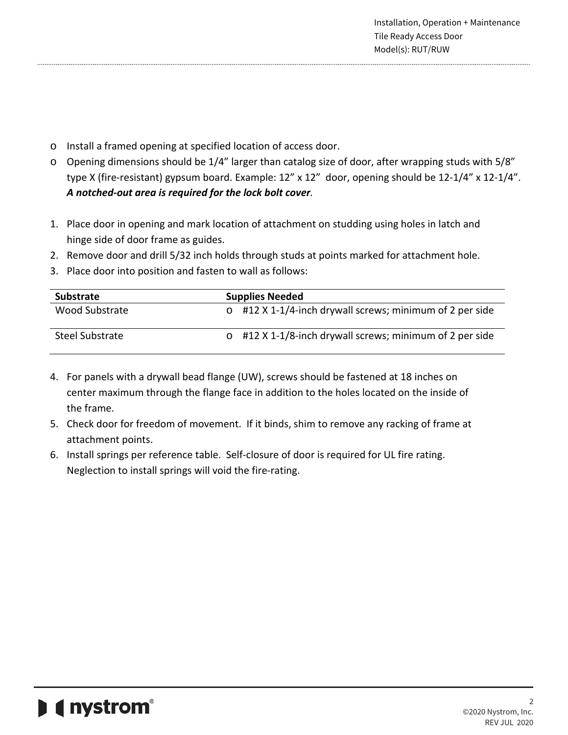- Install a framed opening at specified location of access door.
- Opening dimensions should be 1/4" larger than catalog size of door, after wrapping studs with 5/8" type X (fire-resistant) gypsum board. Example: 12" x 12" door, opening should be 12-1/4" x 12-1/4". ***A notched-out area is required for the lock bolt cover*.**

1. Place door in opening and mark location of attachment on studding using holes in latch and hinge side of door frame as guides.
2. Remove door and drill 5/32 inch holds through studs at points marked for attachment hole.
3. Place door into position and fasten to wall as follows:

| Substrate | Supplies Needed |
|---|---|
| Wood Substrate | o #12 X 1-1/4-inch drywall screws; minimum of 2 per side |
| Steel Substrate | o #12 X 1-1/8-inch drywall screws; minimum of 2 per side |

4. For panels with a drywall bead flange (UW), screws should be fastened at 18 inches on center maximum through the flange face in addition to the holes located on the inside of the frame.
5. Check door for freedom of movement. If it binds, shim to remove any racking of frame at attachment points.
6. Install springs per reference table. Self-closure of door is required for UL fire rating. Neglection to install springs will void the fire-rating.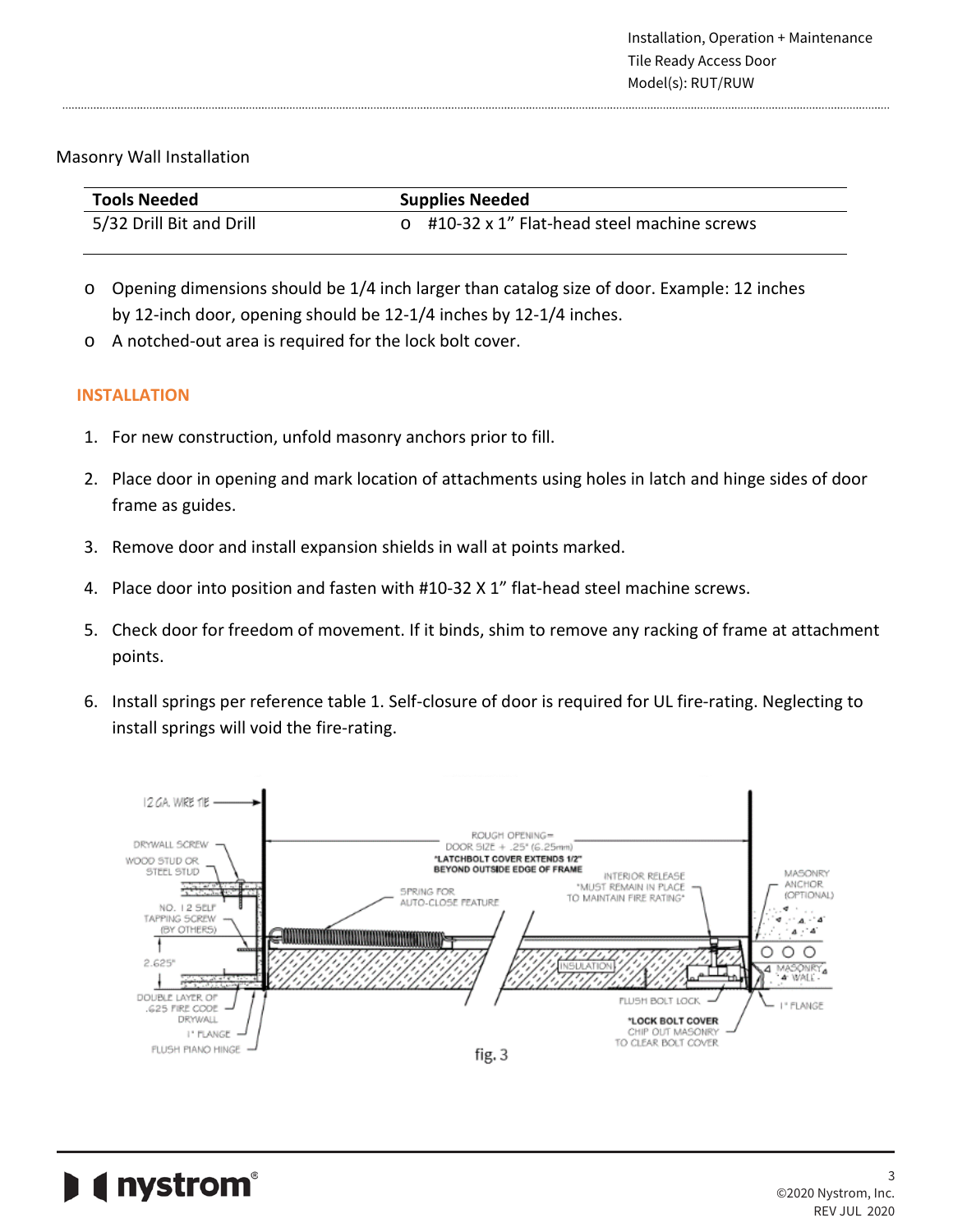## Masonry Wall Installation

| Tools Needed | Supplies Needed |
|---|---|
| 5/32 Drill Bit and Drill | o #10-32 x 1" Flat-head steel machine screws |

- Opening dimensions should be 1/4 inch larger than catalog size of door. Example: 12 inches by 12-inch door, opening should be 12-1/4 inches by 12-1/4 inches.
- A notched-out area is required for the lock bolt cover.

### INSTALLATION

1. For new construction, unfold masonry anchors prior to fill.
2. Place door in opening and mark location of attachments using holes in latch and hinge sides of door frame as guides.
3. Remove door and install expansion shields in wall at points marked.
4. Place door into position and fasten with #10-32 X 1" flat-head steel machine screws.
5. Check door for freedom of movement. If it binds, shim to remove any racking of frame at attachment points.
6. Install springs per reference table 1. Self-closure of door is required for UL fire-rating. Neglecting to install springs will void the fire-rating.

fig. 3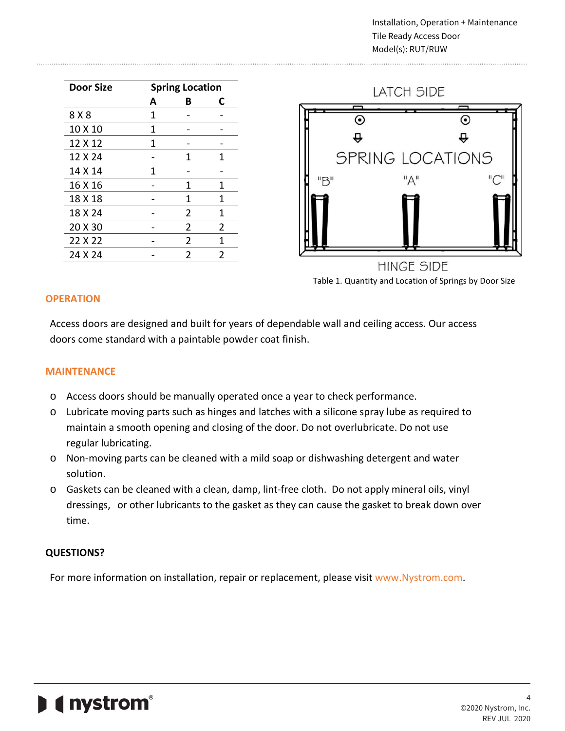| Door Size | Spring Location | | |
|---|---|---|---|
| | A | B | C |
| 8 X 8 | 1 | - | - |
| 10 X 10 | 1 | - | - |
| 12 X 12 | 1 | - | - |
| 12 X 24 | - | 1 | 1 |
| 14 X 14 | 1 | - | - |
| 16 X 16 | - | 1 | 1 |
| 18 X 18 | - | 1 | 1 |
| 18 X 24 | - | 2 | 1 |
| 20 X 30 | - | 2 | 2 |
| 22 X 22 | - | 2 | 1 |
| 24 X 24 | - | 2 | 2 |

LATCH SIDE

SPRING LOCATIONS

"B" "A" "C"

HINGE SIDE

Table 1. Quantity and Location of Springs by Door Size

## OPERATION

Access doors are designed and built for years of dependable wall and ceiling access. Our access doors come standard with a paintable powder coat finish.

## MAINTENANCE

- Access doors should be manually operated once a year to check performance.
- Lubricate moving parts such as hinges and latches with a silicone spray lube as required to maintain a smooth opening and closing of the door. Do not overlubricate. Do not use regular lubricating.
- Non-moving parts can be cleaned with a mild soap or dishwashing detergent and water solution.
- Gaskets can be cleaned with a clean, damp, lint-free cloth. Do not apply mineral oils, vinyl dressings, or other lubricants to the gasket as they can cause the gasket to break down over time.

## QUESTIONS?

For more information on installation, repair or replacement, please visit www.Nystrom.com.